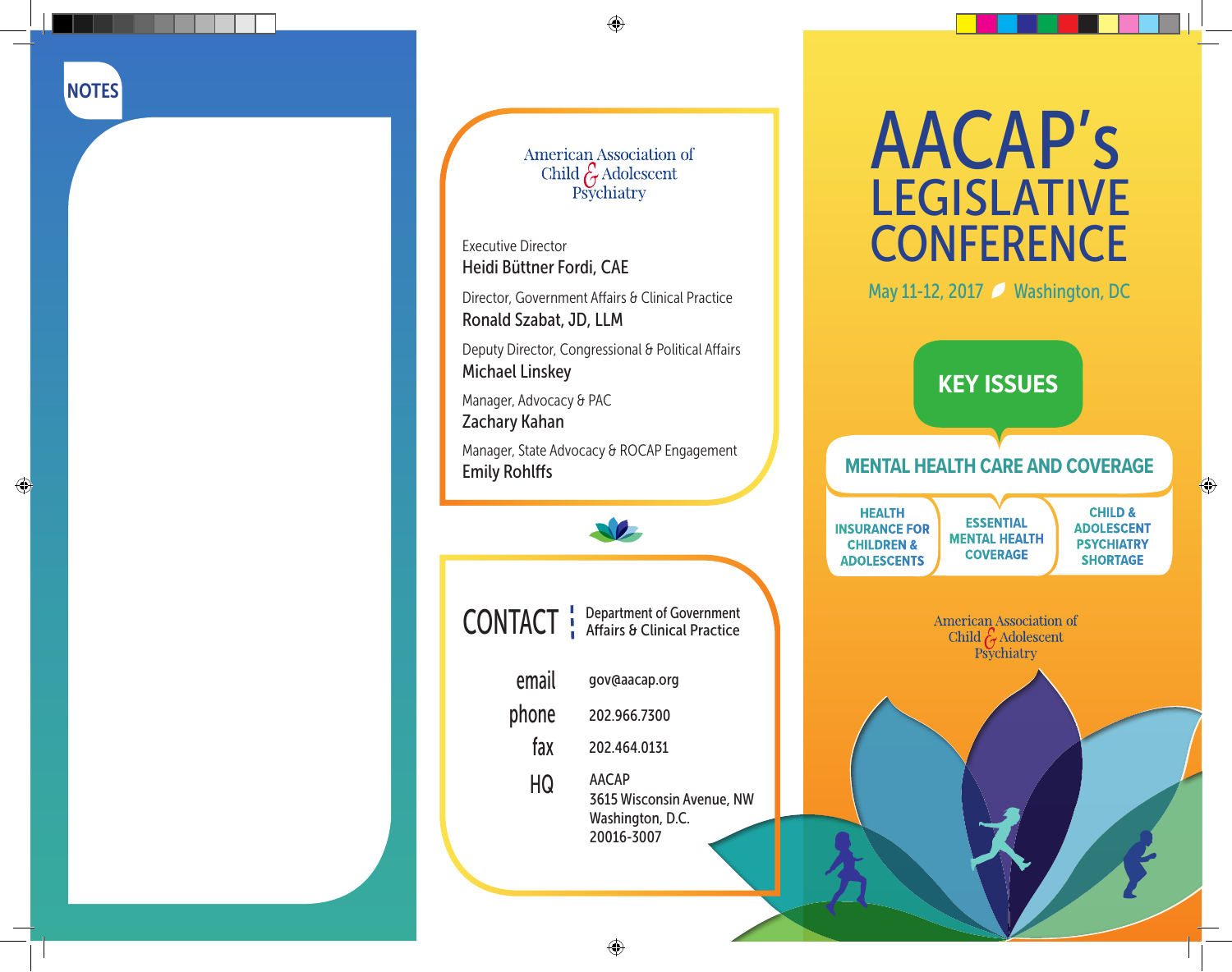## NOTES

American Association of Child & Adolescent Psychiatry

Executive Director
**Heidi Büttner Fordi, CAE**

Director, Government Affairs & Clinical Practice
**Ronald Szabat, JD, LLM**

Deputy Director, Congressional & Political Affairs
**Michael Linskey**

Manager, Advocacy & PAC
**Zachary Kahan**

Manager, State Advocacy & ROCAP Engagement
**Emily Rohlffs**

## CONTACT

Department of Government Affairs & Clinical Practice

| | |
|---|---|
| email | gov@aacap.org |
| phone | 202.966.7300 |
| fax | 202.464.0131 |
| HQ | AACAP<br>3615 Wisconsin Avenue, NW<br>Washington, D.C.<br>20016-3007 |

# AACAP's LEGISLATIVE CONFERENCE

May 11-12, 2017 Washington, DC

## KEY ISSUES

### MENTAL HEALTH CARE AND COVERAGE

- HEALTH INSURANCE FOR CHILDREN & ADOLESCENTS
- ESSENTIAL MENTAL HEALTH COVERAGE
- CHILD & ADOLESCENT PSYCHIATRY SHORTAGE

American Association of Child & Adolescent Psychiatry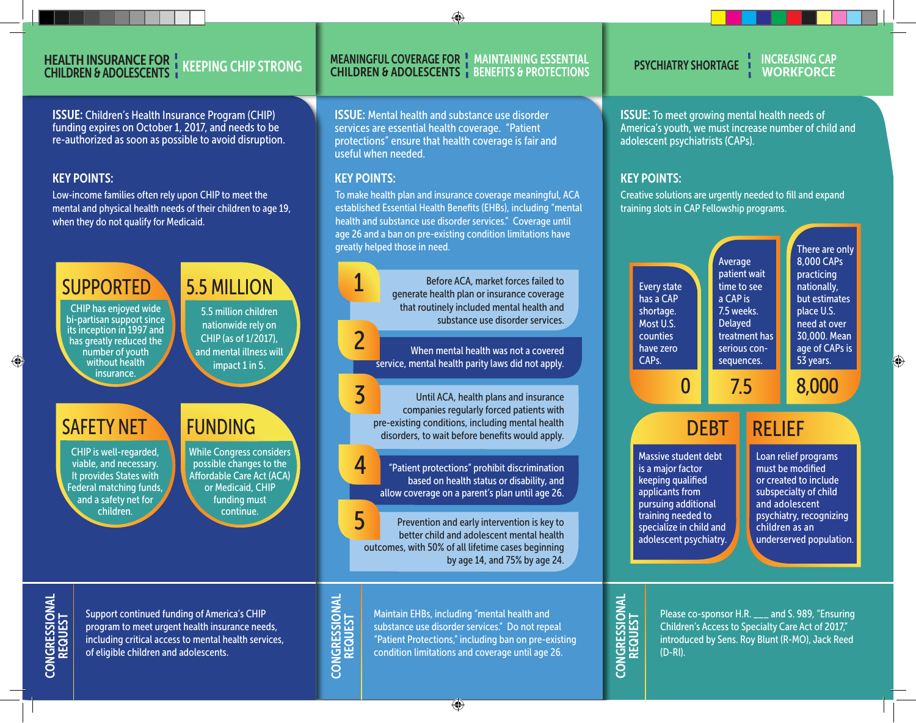## HEALTH INSURANCE FOR CHILDREN & ADOLESCENTS | KEEPING CHIP STRONG

**ISSUE:** Children's Health Insurance Program (CHIP) funding expires on October 1, 2017, and needs to be re-authorized as soon as possible to avoid disruption.

### KEY POINTS:

Low-income families often rely upon CHIP to meet the mental and physical health needs of their children to age 19, when they do not qualify for Medicaid.

**SUPPORTED**

CHIP has enjoyed wide bi-partisan support since its inception in 1997 and has greatly reduced the number of youth without health insurance.

**5.5 MILLION**

5.5 million children nationwide rely on CHIP (as of 1/2017), and mental illness will impact 1 in 5.

**SAFETY NET**

CHIP is well-regarded, viable, and necessary. It provides States with Federal matching funds, and a safety net for children.

**FUNDING**

While Congress considers possible changes to the Affordable Care Act (ACA) or Medicaid, CHIP funding must continue.

**CONGRESSIONAL REQUEST**

Support continued funding of America's CHIP program to meet urgent health insurance needs, including critical access to mental health services, of eligible children and adolescents.

## MEANINGFUL COVERAGE FOR CHILDREN & ADOLESCENTS | MAINTAINING ESSENTIAL BENEFITS & PROTECTIONS

**ISSUE:** Mental health and substance use disorder services are essential health coverage. "Patient protections" ensure that health coverage is fair and useful when needed.

### KEY POINTS:

To make health plan and insurance coverage meaningful, ACA established Essential Health Benefits (EHBs), including "mental health and substance use disorder services." Coverage until age 26 and a ban on pre-existing condition limitations have greatly helped those in need.

1. Before ACA, market forces failed to generate health plan or insurance coverage that routinely included mental health and substance use disorder services.
2. When mental health was not a covered service, mental health parity laws did not apply.
3. Until ACA, health plans and insurance companies regularly forced patients with pre-existing conditions, including mental health disorders, to wait before benefits would apply.
4. "Patient protections" prohibit discrimination based on health status or disability, and allow coverage on a parent's plan until age 26.
5. Prevention and early intervention is key to better child and adolescent mental health outcomes, with 50% of all lifetime cases beginning by age 14, and 75% by age 24.

**CONGRESSIONAL REQUEST**

Maintain EHBs, including "mental health and substance use disorder services." Do not repeal "Patient Protections," including ban on pre-existing condition limitations and coverage until age 26.

## PSYCHIATRY SHORTAGE | INCREASING CAP WORKFORCE

**ISSUE:** To meet growing mental health needs of America's youth, we must increase number of child and adolescent psychiatrists (CAPs).

### KEY POINTS:

Creative solutions are urgently needed to fill and expand training slots in CAP Fellowship programs.

**0**

Every state has a CAP shortage. Most U.S. counties have zero CAPs.

**7.5**

Average patient wait time to see a CAP is 7.5 weeks. Delayed treatment has serious consequences.

**8,000**

There are only 8,000 CAPs practicing nationally, but estimates place U.S. need at over 30,000. Mean age of CAPs is 53 years.

**DEBT**

Massive student debt is a major factor keeping qualified applicants from pursuing additional training needed to specialize in child and adolescent psychiatry.

**RELIEF**

Loan relief programs must be modified or created to include subspecialty of child and adolescent psychiatry, recognizing children as an underserved population.

**CONGRESSIONAL REQUEST**

Please co-sponsor H.R. ___ and S. 989, "Ensuring Children's Access to Specialty Care Act of 2017," introduced by Sens. Roy Blunt (R-MO), Jack Reed (D-RI).